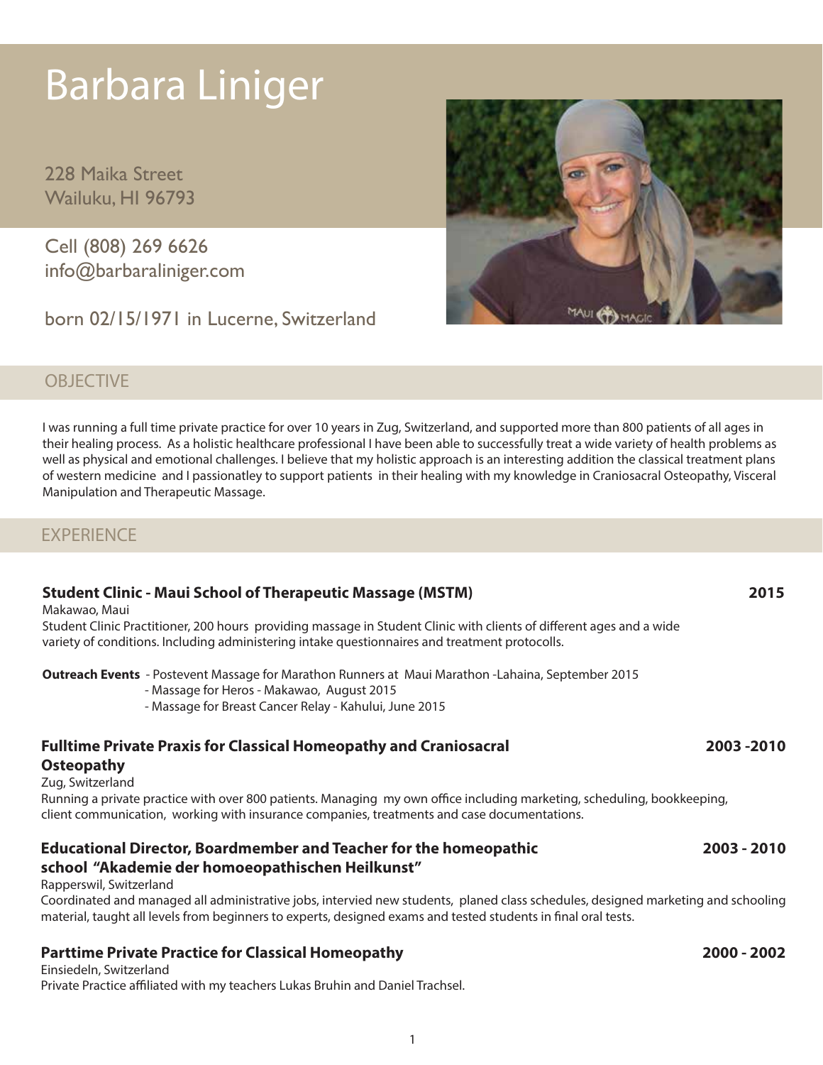# Barbara Liniger

228 Maika Street
Wailuku, HI 96793

Cell (808) 269 6626
info@barbaraliniger.com

born 02/15/1971 in Lucerne, Switzerland

## OBJECTIVE

I was running a full time private practice for over 10 years in Zug, Switzerland, and supported more than 800 patients of all ages in their healing process. As a holistic healthcare professional I have been able to successfully treat a wide variety of health problems as well as physical and emotional challenges. I believe that my holistic approach is an interesting addition the classical treatment plans of western medicine and I passionatley to support patients in their healing with my knowledge in Craniosacral Osteopathy, Visceral Manipulation and Therapeutic Massage.

## EXPERIENCE

### Student Clinic - Maui School of Therapeutic Massage (MSTM) — 2015

Makawao, Maui

Student Clinic Practitioner, 200 hours providing massage in Student Clinic with clients of different ages and a wide variety of conditions. Including administering intake questionnaires and treatment protocolls.

**Outreach Events**
- Postevent Massage for Marathon Runners at Maui Marathon -Lahaina, September 2015
- Massage for Heros - Makawao, August 2015
- Massage for Breast Cancer Relay - Kahului, June 2015

### Fulltime Private Praxis for Classical Homeopathy and Craniosacral Osteopathy — 2003 -2010

Zug, Switzerland

Running a private practice with over 800 patients. Managing my own office including marketing, scheduling, bookkeeping, client communication, working with insurance companies, treatments and case documentations.

### Educational Director, Boardmember and Teacher for the homeopathic school "Akademie der homoeopathischen Heilkunst" — 2003 - 2010

Rapperswil, Switzerland

Coordinated and managed all administrative jobs, intervied new students, planed class schedules, designed marketing and schooling material, taught all levels from beginners to experts, designed exams and tested students in final oral tests.

### Parttime Private Practice for Classical Homeopathy — 2000 - 2002

Einsiedeln, Switzerland

Private Practice affiliated with my teachers Lukas Bruhin and Daniel Trachsel.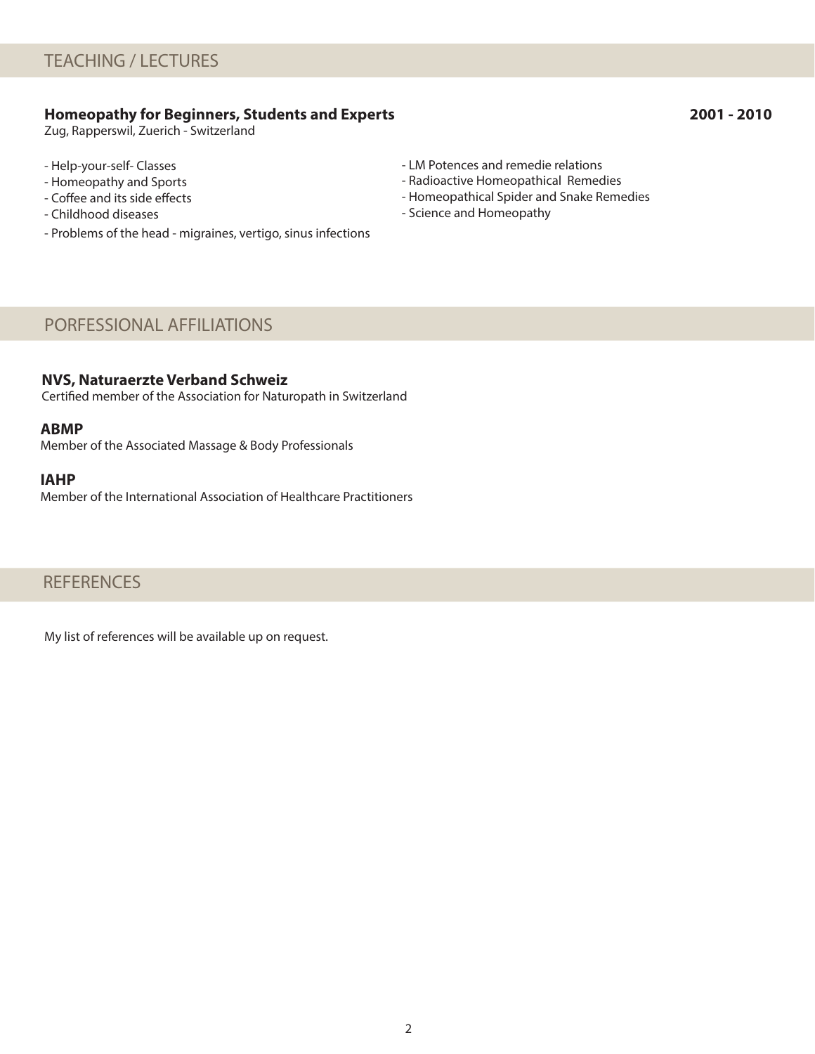## TEACHING / LECTURES

**Homeopathy for Beginners, Students and Experts** **2001 - 2010**
Zug, Rapperswil, Zuerich - Switzerland

- Help-your-self- Classes
- Homeopathy and Sports
- Coffee and its side effects
- Childhood diseases
- Problems of the head - migraines, vertigo, sinus infections
- LM Potences and remedie relations
- Radioactive Homeopathical Remedies
- Homeopathical Spider and Snake Remedies
- Science and Homeopathy

## PORFESSIONAL AFFILIATIONS

**NVS, Naturaerzte Verband Schweiz**
Certified member of the Association for Naturopath in Switzerland

**ABMP**
Member of the Associated Massage & Body Professionals

**IAHP**
Member of the International Association of Healthcare Practitioners

## REFERENCES

My list of references will be available up on request.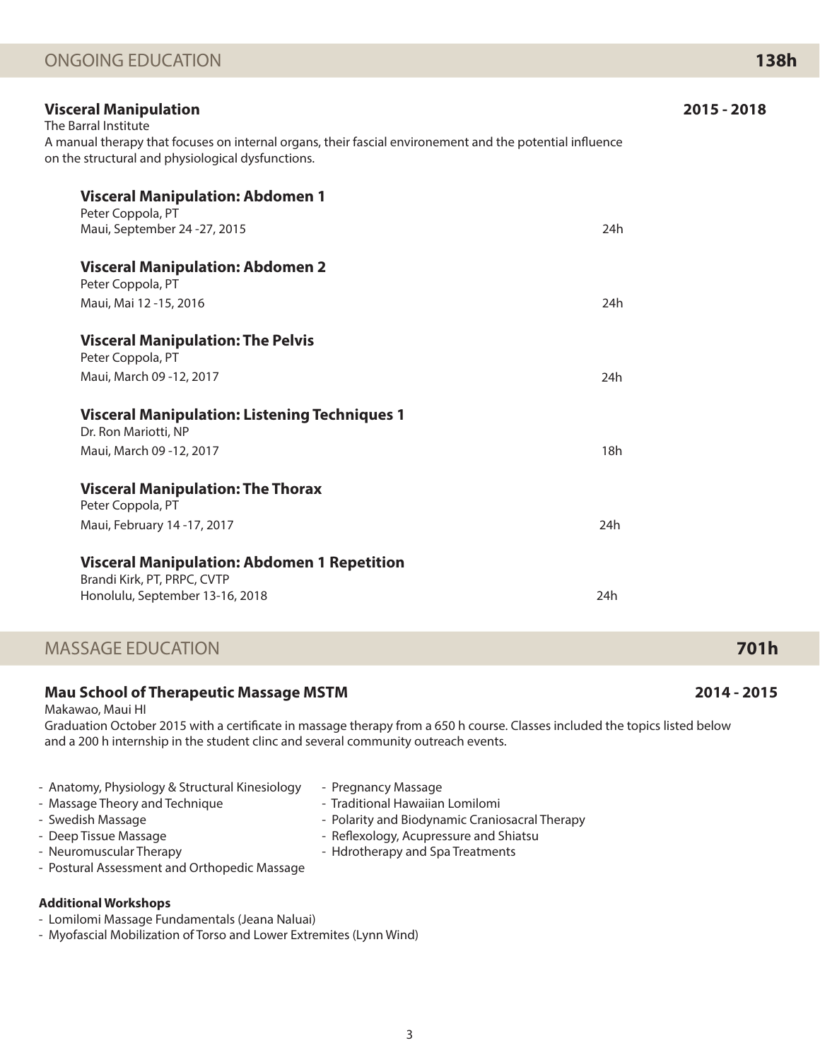## ONGOING EDUCATION **138h**

### Visceral Manipulation **2015 - 2018**

The Barral Institute
A manual therapy that focuses on internal organs, their fascial environement and the potential influence on the structural and physiological dysfunctions.

**Visceral Manipulation: Abdomen 1**
Peter Coppola, PT
Maui, September 24 -27, 2015 — 24h

**Visceral Manipulation: Abdomen 2**
Peter Coppola, PT
Maui, Mai 12 -15, 2016 — 24h

**Visceral Manipulation: The Pelvis**
Peter Coppola, PT
Maui, March 09 -12, 2017 — 24h

**Visceral Manipulation: Listening Techniques 1**
Dr. Ron Mariotti, NP
Maui, March 09 -12, 2017 — 18h

**Visceral Manipulation: The Thorax**
Peter Coppola, PT
Maui, February 14 -17, 2017 — 24h

**Visceral Manipulation: Abdomen 1 Repetition**
Brandi Kirk, PT, PRPC, CVTP
Honolulu, September 13-16, 2018 — 24h

## MASSAGE EDUCATION **701h**

### Mau School of Therapeutic Massage MSTM **2014 - 2015**

Makawao, Maui HI
Graduation October 2015 with a certificate in massage therapy from a 650 h course. Classes included the topics listed below and a 200 h internship in the student clinc and several community outreach events.

- Anatomy, Physiology & Structural Kinesiology
- Massage Theory and Technique
- Swedish Massage
- Deep Tissue Massage
- Neuromuscular Therapy
- Postural Assessment and Orthopedic Massage
- Pregnancy Massage
- Traditional Hawaiian Lomilomi
- Polarity and Biodynamic Craniosacral Therapy
- Reflexology, Acupressure and Shiatsu
- Hdrotherapy and Spa Treatments

**Additional Workshops**
- Lomilomi Massage Fundamentals (Jeana Naluai)
- Myofascial Mobilization of Torso and Lower Extremites (Lynn Wind)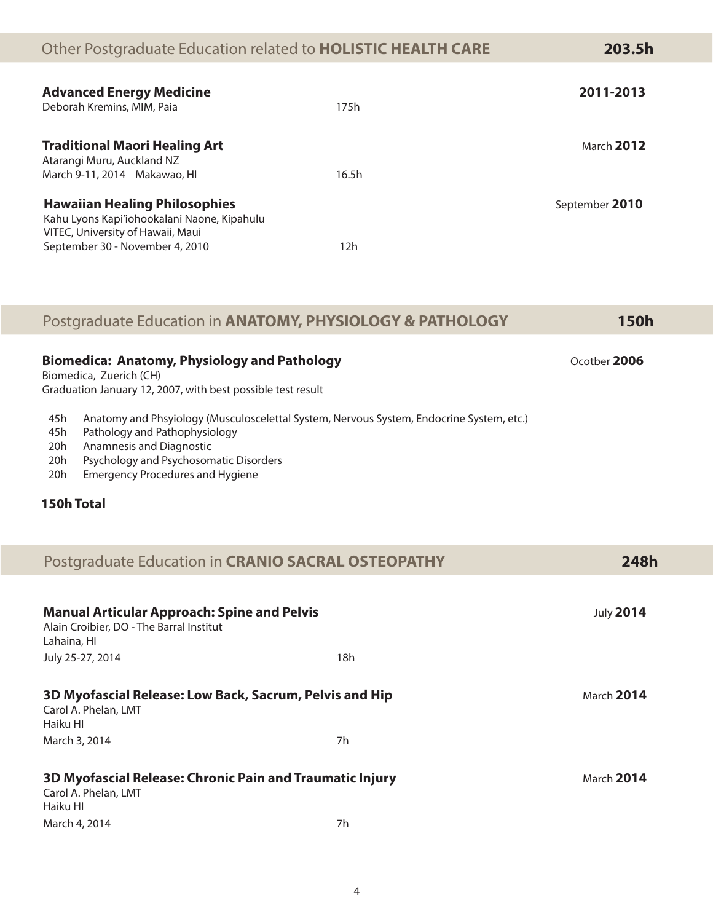## Other Postgraduate Education related to **HOLISTIC HEALTH CARE** — 203.5h

**Advanced Energy Medicine** — 2011-2013
Deborah Kremins, MIM, Paia — 175h

**Traditional Maori Healing Art** — March 2012
Atarangi Muru, Auckland NZ
March 9-11, 2014 Makawao, HI — 16.5h

**Hawaiian Healing Philosophies** — September 2010
Kahu Lyons Kapi'iohookalani Naone, Kipahulu
VITEC, University of Hawaii, Maui
September 30 - November 4, 2010 — 12h

## Postgraduate Education in **ANATOMY, PHYSIOLOGY & PATHOLOGY** — 150h

**Biomedica: Anatomy, Physiology and Pathology** — Ocotber 2006
Biomedica, Zuerich (CH)
Graduation January 12, 2007, with best possible test result

- 45h Anatomy and Phsyiology (Musculoscelettal System, Nervous System, Endocrine System, etc.)
- 45h Pathology and Pathophysiology
- 20h Anamnesis and Diagnostic
- 20h Psychology and Psychosomatic Disorders
- 20h Emergency Procedures and Hygiene

**150h Total**

## Postgraduate Education in **CRANIO SACRAL OSTEOPATHY** — 248h

**Manual Articular Approach: Spine and Pelvis** — July 2014
Alain Croibier, DO - The Barral Institut
Lahaina, HI
July 25-27, 2014 — 18h

**3D Myofascial Release: Low Back, Sacrum, Pelvis and Hip** — March 2014
Carol A. Phelan, LMT
Haiku HI
March 3, 2014 — 7h

**3D Myofascial Release: Chronic Pain and Traumatic Injury** — March 2014
Carol A. Phelan, LMT
Haiku HI
March 4, 2014 — 7h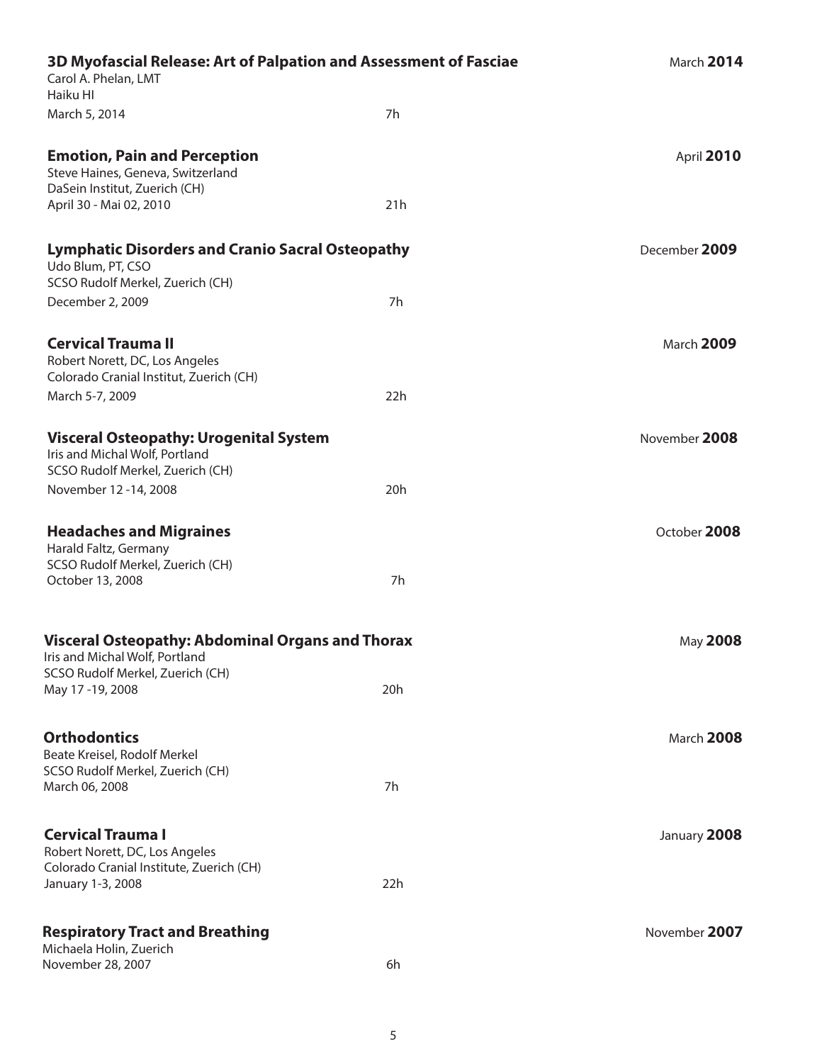**3D Myofascial Release: Art of Palpation and Assessment of Fasciae** — March **2014**

Carol A. Phelan, LMT
Haiku HI
March 5, 2014 — 7h

**Emotion, Pain and Perception** — April **2010**

Steve Haines, Geneva, Switzerland
DaSein Institut, Zuerich (CH)
April 30 - Mai 02, 2010 — 21h

**Lymphatic Disorders and Cranio Sacral Osteopathy** — December **2009**

Udo Blum, PT, CSO
SCSO Rudolf Merkel, Zuerich (CH)
December 2, 2009 — 7h

**Cervical Trauma II** — March **2009**

Robert Norett, DC, Los Angeles
Colorado Cranial Institut, Zuerich (CH)
March 5-7, 2009 — 22h

**Visceral Osteopathy: Urogenital System** — November **2008**

Iris and Michal Wolf, Portland
SCSO Rudolf Merkel, Zuerich (CH)
November 12 -14, 2008 — 20h

**Headaches and Migraines** — October **2008**

Harald Faltz, Germany
SCSO Rudolf Merkel, Zuerich (CH)
October 13, 2008 — 7h

**Visceral Osteopathy: Abdominal Organs and Thorax** — May **2008**

Iris and Michal Wolf, Portland
SCSO Rudolf Merkel, Zuerich (CH)
May 17 -19, 2008 — 20h

**Orthodontics** — March **2008**

Beate Kreisel, Rodolf Merkel
SCSO Rudolf Merkel, Zuerich (CH)
March 06, 2008 — 7h

**Cervical Trauma I** — January **2008**

Robert Norett, DC, Los Angeles
Colorado Cranial Institute, Zuerich (CH)
January 1-3, 2008 — 22h

**Respiratory Tract and Breathing** — November **2007**

Michaela Holin, Zuerich
November 28, 2007 — 6h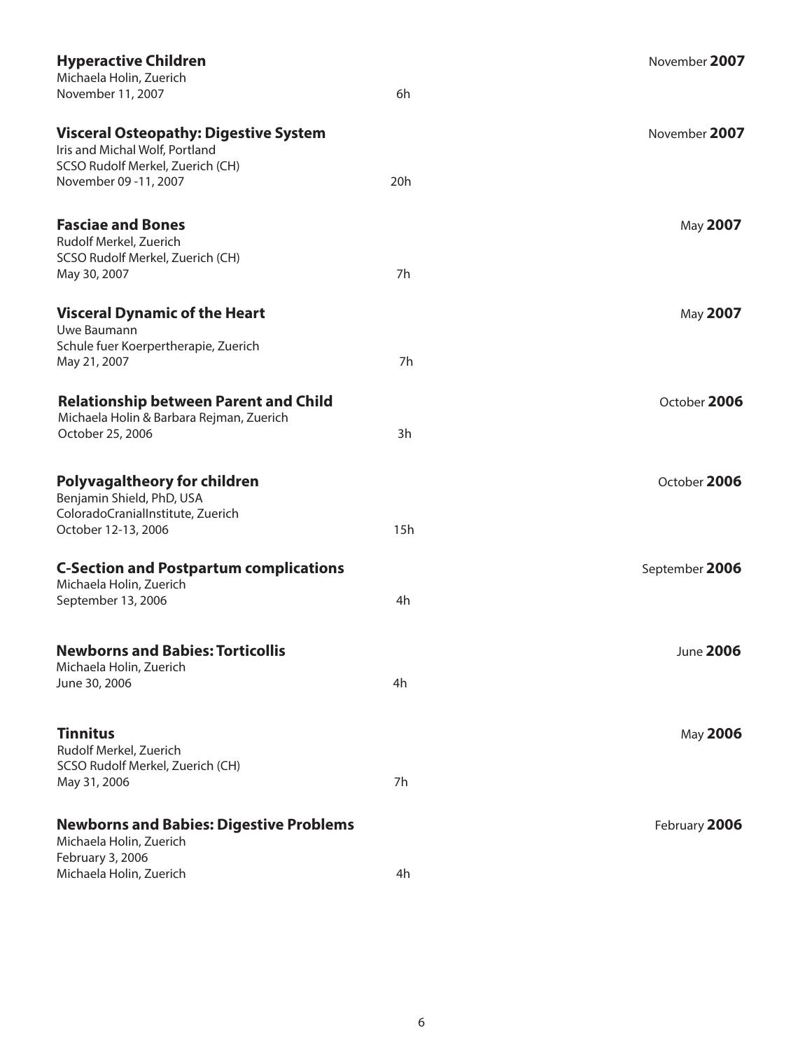**Hyperactive Children** — November **2007**
Michaela Holin, Zuerich
November 11, 2007 — 6h

**Visceral Osteopathy: Digestive System** — November **2007**
Iris and Michal Wolf, Portland
SCSO Rudolf Merkel, Zuerich (CH)
November 09 -11, 2007 — 20h

**Fasciae and Bones** — May **2007**
Rudolf Merkel, Zuerich
SCSO Rudolf Merkel, Zuerich (CH)
May 30, 2007 — 7h

**Visceral Dynamic of the Heart** — May **2007**
Uwe Baumann
Schule fuer Koerpertherapie, Zuerich
May 21, 2007 — 7h

**Relationship between Parent and Child** — October **2006**
Michaela Holin & Barbara Rejman, Zuerich
October 25, 2006 — 3h

**Polyvagaltheory for children** — October **2006**
Benjamin Shield, PhD, USA
ColoradoCranialInstitute, Zuerich
October 12-13, 2006 — 15h

**C-Section and Postpartum complications** — September **2006**
Michaela Holin, Zuerich
September 13, 2006 — 4h

**Newborns and Babies: Torticollis** — June **2006**
Michaela Holin, Zuerich
June 30, 2006 — 4h

**Tinnitus** — May **2006**
Rudolf Merkel, Zuerich
SCSO Rudolf Merkel, Zuerich (CH)
May 31, 2006 — 7h

**Newborns and Babies: Digestive Problems** — February **2006**
Michaela Holin, Zuerich
February 3, 2006
Michaela Holin, Zuerich — 4h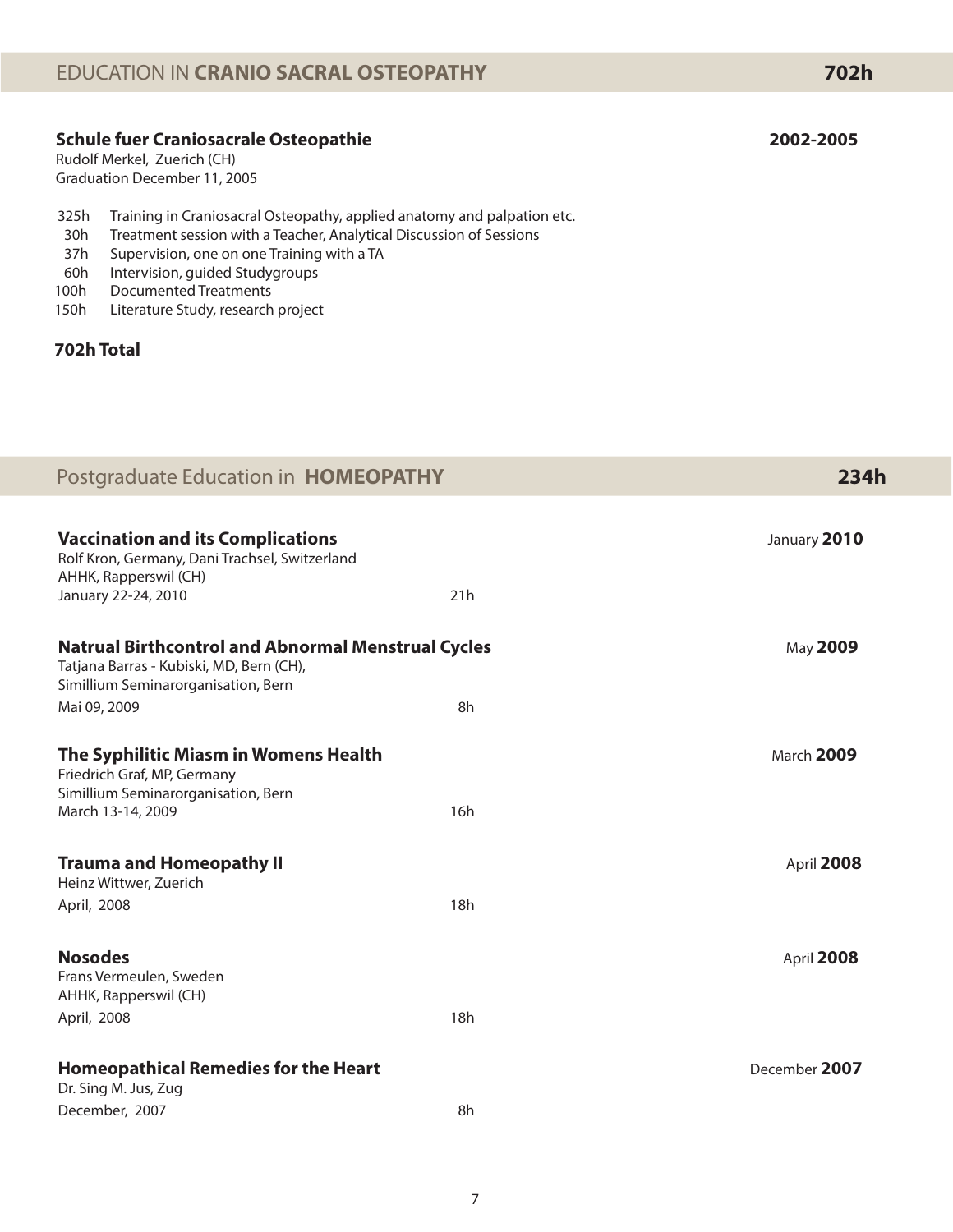## EDUCATION IN **CRANIO SACRAL OSTEOPATHY** — 702h

**Schule fuer Craniosacrale Osteopathie** — **2002-2005**
Rudolf Merkel, Zuerich (CH)
Graduation December 11, 2005

| | |
|---|---|
| 325h | Training in Craniosacral Osteopathy, applied anatomy and palpation etc. |
| 30h | Treatment session with a Teacher, Analytical Discussion of Sessions |
| 37h | Supervision, one on one Training with a TA |
| 60h | Intervision, guided Studygroups |
| 100h | Documented Treatments |
| 150h | Literature Study, research project |

**702h Total**

## Postgraduate Education in **HOMEOPATHY** — 234h

**Vaccination and its Complications** — January **2010**
Rolf Kron, Germany, Dani Trachsel, Switzerland
AHHK, Rapperswil (CH)
January 22-24, 2010 — 21h

**Natrual Birthcontrol and Abnormal Menstrual Cycles** — May **2009**
Tatjana Barras - Kubiski, MD, Bern (CH),
Simillium Seminarorganisation, Bern
Mai 09, 2009 — 8h

**The Syphilitic Miasm in Womens Health** — March **2009**
Friedrich Graf, MP, Germany
Simillium Seminarorganisation, Bern
March 13-14, 2009 — 16h

**Trauma and Homeopathy II** — April **2008**
Heinz Wittwer, Zuerich
April, 2008 — 18h

**Nosodes** — April **2008**
Frans Vermeulen, Sweden
AHHK, Rapperswil (CH)
April, 2008 — 18h

**Homeopathical Remedies for the Heart** — December **2007**
Dr. Sing M. Jus, Zug
December, 2007 — 8h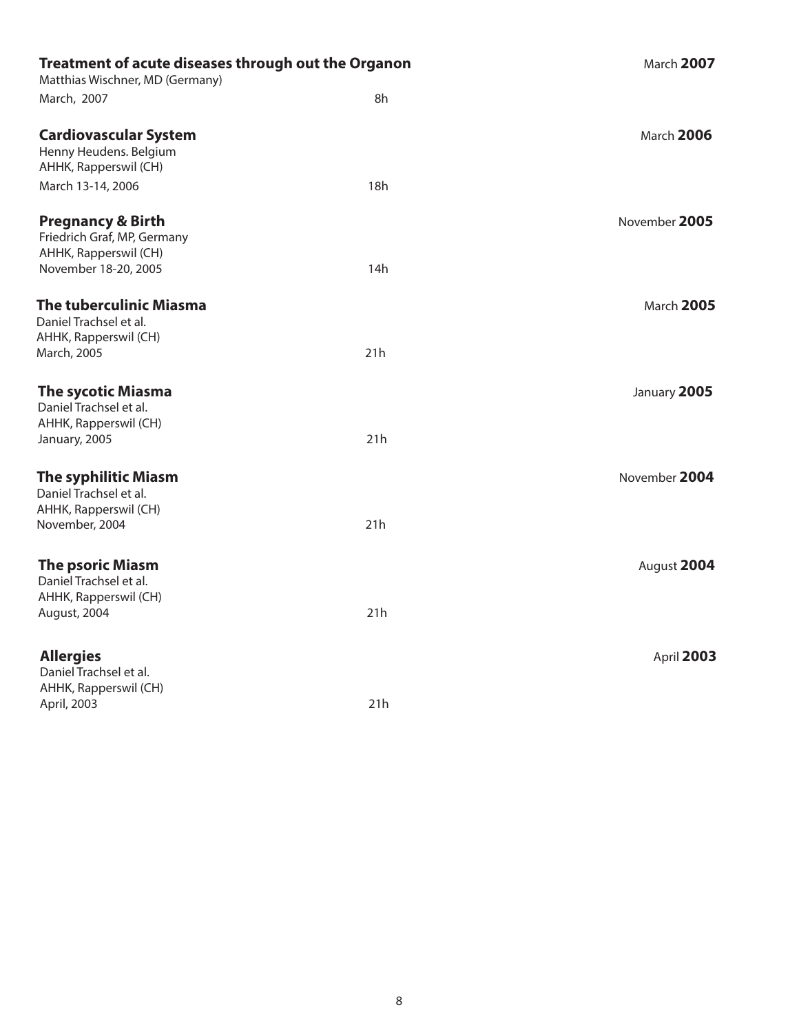**Treatment of acute diseases through out the Organon** — March **2007**

Matthias Wischner, MD (Germany)
March, 2007 — 8h

**Cardiovascular System** — March **2006**

Henny Heudens. Belgium
AHHK, Rapperswil (CH)
March 13-14, 2006 — 18h

**Pregnancy & Birth** — November **2005**

Friedrich Graf, MP, Germany
AHHK, Rapperswil (CH)
November 18-20, 2005 — 14h

**The tuberculinic Miasma** — March **2005**

Daniel Trachsel et al.
AHHK, Rapperswil (CH)
March, 2005 — 21h

**The sycotic Miasma** — January **2005**

Daniel Trachsel et al.
AHHK, Rapperswil (CH)
January, 2005 — 21h

**The syphilitic Miasm** — November **2004**

Daniel Trachsel et al.
AHHK, Rapperswil (CH)
November, 2004 — 21h

**The psoric Miasm** — August **2004**

Daniel Trachsel et al.
AHHK, Rapperswil (CH)
August, 2004 — 21h

**Allergies** — April **2003**

Daniel Trachsel et al.
AHHK, Rapperswil (CH)
April, 2003 — 21h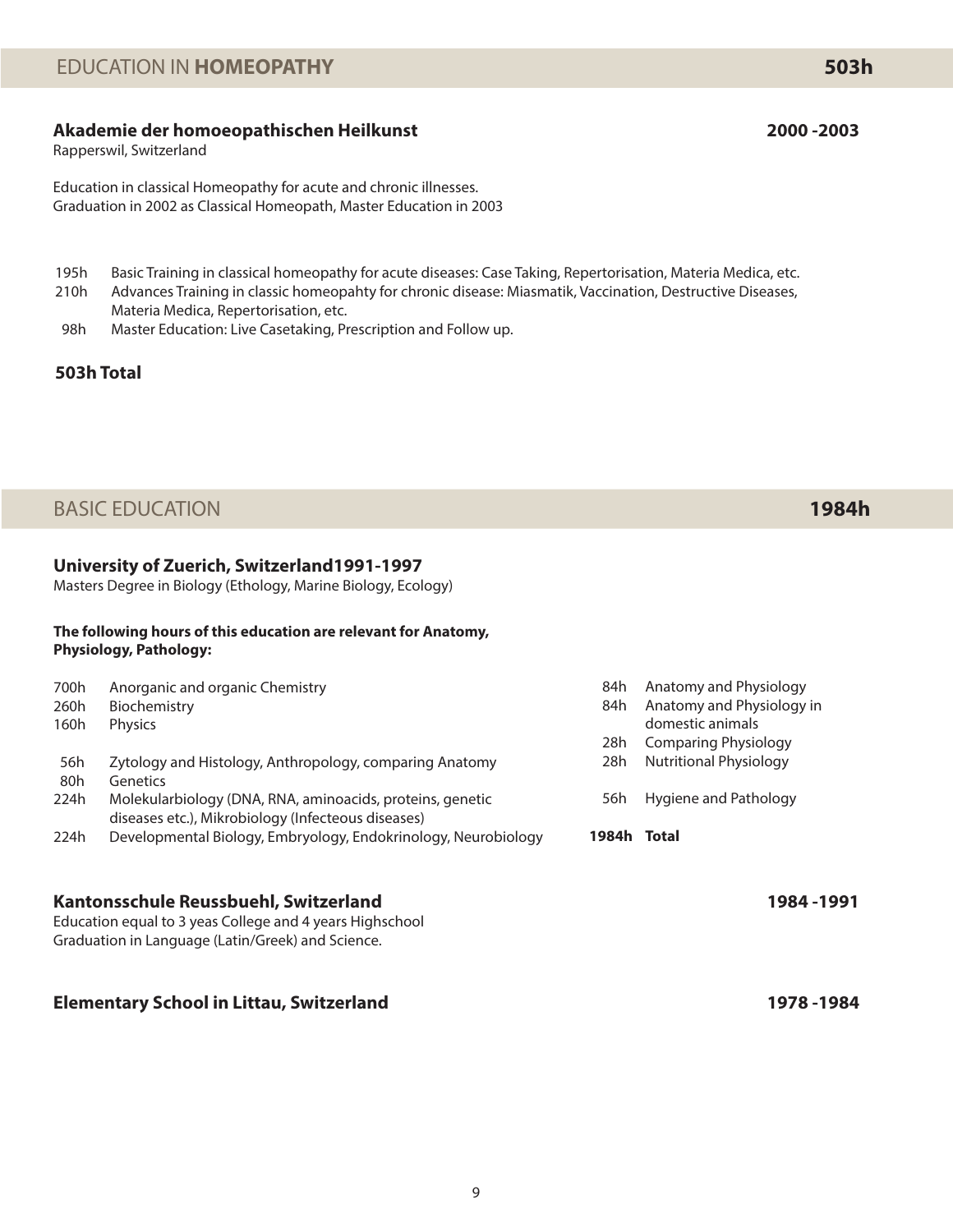## EDUCATION IN **HOMEOPATHY** — 503h

### Akademie der homoeopathischen Heilkunst — 2000 -2003

Rapperswil, Switzerland

Education in classical Homeopathy for acute and chronic illnesses.
Graduation in 2002 as Classical Homeopath, Master Education in 2003

| | |
|---|---|
| 195h | Basic Training in classical homeopathy for acute diseases: Case Taking, Repertorisation, Materia Medica, etc. |
| 210h | Advances Training in classic homeopahty for chronic disease: Miasmatik, Vaccination, Destructive Diseases, Materia Medica, Repertorisation, etc. |
| 98h | Master Education: Live Casetaking, Prescription and Follow up. |

**503h Total**

## BASIC EDUCATION — 1984h

### University of Zuerich, Switzerland1991-1997

Masters Degree in Biology (Ethology, Marine Biology, Ecology)

**The following hours of this education are relevant for Anatomy, Physiology, Pathology:**

| | |
|---|---|
| 700h | Anorganic and organic Chemistry |
| 260h | Biochemistry |
| 160h | Physics |
| 56h | Zytology and Histology, Anthropology, comparing Anatomy |
| 80h | Genetics |
| 224h | Molekularbiology (DNA, RNA, aminoacids, proteins, genetic diseases etc.), Mikrobiology (Infecteous diseases) |
| 224h | Developmental Biology, Embryology, Endokrinology, Neurobiology |
| 84h | Anatomy and Physiology |
| 84h | Anatomy and Physiology in domestic animals |
| 28h | Comparing Physiology |
| 28h | Nutritional Physiology |
| 56h | Hygiene and Pathology |
| **1984h** | **Total** |

### Kantonsschule Reussbuehl, Switzerland — 1984 -1991

Education equal to 3 yeas College and 4 years Highschool
Graduation in Language (Latin/Greek) and Science.

### Elementary School in Littau, Switzerland — 1978 -1984